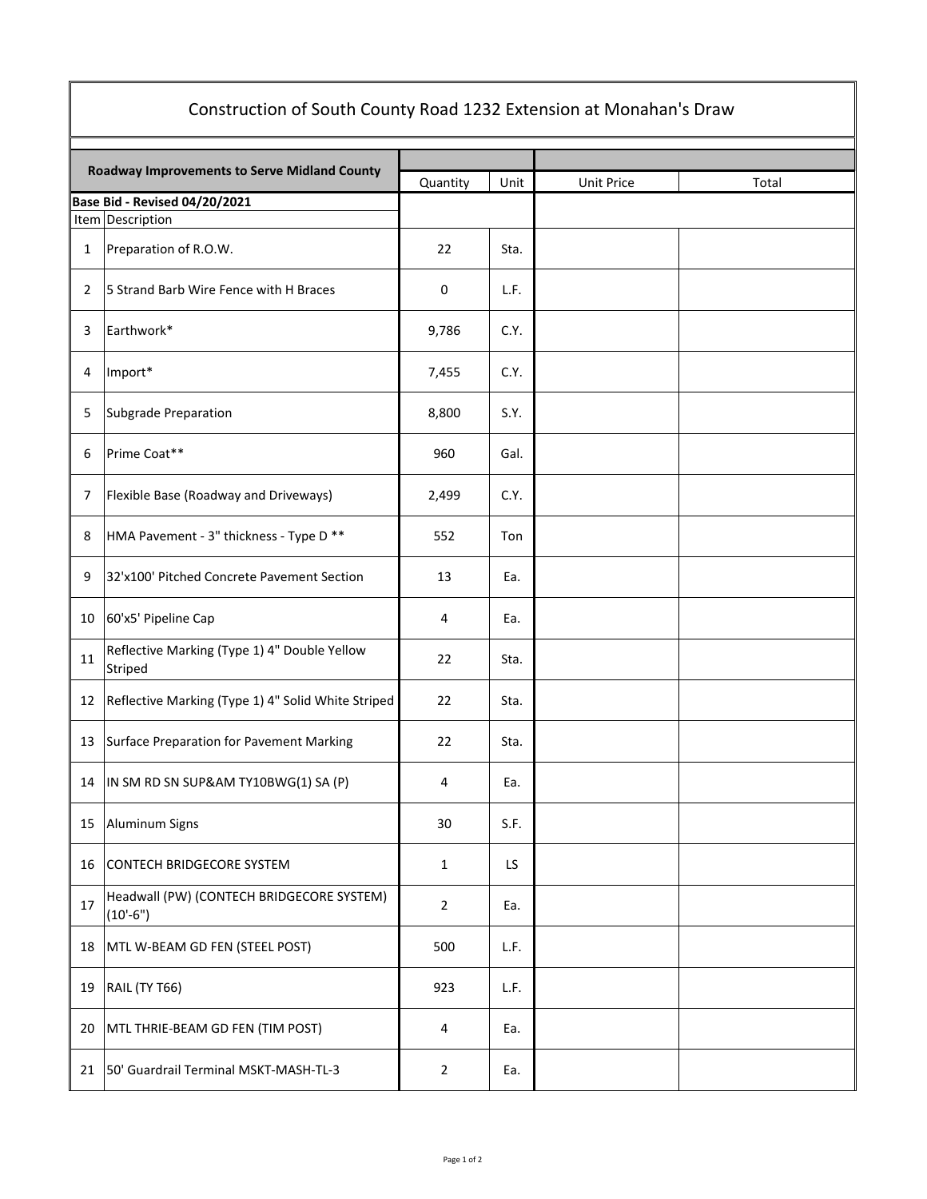# Construction of South County Road 1232 Extension at Monahan's Draw

| Roadway Improvements to Serve Midland County | | Quantity | Unit | Unit Price | Total |
|---|---|---|---|---|---|
| **Base Bid - Revised 04/20/2021** | | | | | |
| Item | Description | | | | |
| 1 | Preparation of R.O.W. | 22 | Sta. | | |
| 2 | 5 Strand Barb Wire Fence with H Braces | 0 | L.F. | | |
| 3 | Earthwork* | 9,786 | C.Y. | | |
| 4 | Import* | 7,455 | C.Y. | | |
| 5 | Subgrade Preparation | 8,800 | S.Y. | | |
| 6 | Prime Coat** | 960 | Gal. | | |
| 7 | Flexible Base (Roadway and Driveways) | 2,499 | C.Y. | | |
| 8 | HMA Pavement - 3" thickness - Type D ** | 552 | Ton | | |
| 9 | 32'x100' Pitched Concrete Pavement Section | 13 | Ea. | | |
| 10 | 60'x5' Pipeline Cap | 4 | Ea. | | |
| 11 | Reflective Marking (Type 1) 4" Double Yellow Striped | 22 | Sta. | | |
| 12 | Reflective Marking (Type 1) 4" Solid White Striped | 22 | Sta. | | |
| 13 | Surface Preparation for Pavement Marking | 22 | Sta. | | |
| 14 | IN SM RD SN SUP&AM TY10BWG(1) SA (P) | 4 | Ea. | | |
| 15 | Aluminum Signs | 30 | S.F. | | |
| 16 | CONTECH BRIDGECORE SYSTEM | 1 | LS | | |
| 17 | Headwall (PW) (CONTECH BRIDGECORE SYSTEM) (10'-6") | 2 | Ea. | | |
| 18 | MTL W-BEAM GD FEN (STEEL POST) | 500 | L.F. | | |
| 19 | RAIL (TY T66) | 923 | L.F. | | |
| 20 | MTL THRIE-BEAM GD FEN (TIM POST) | 4 | Ea. | | |
| 21 | 50' Guardrail Terminal MSKT-MASH-TL-3 | 2 | Ea. | | |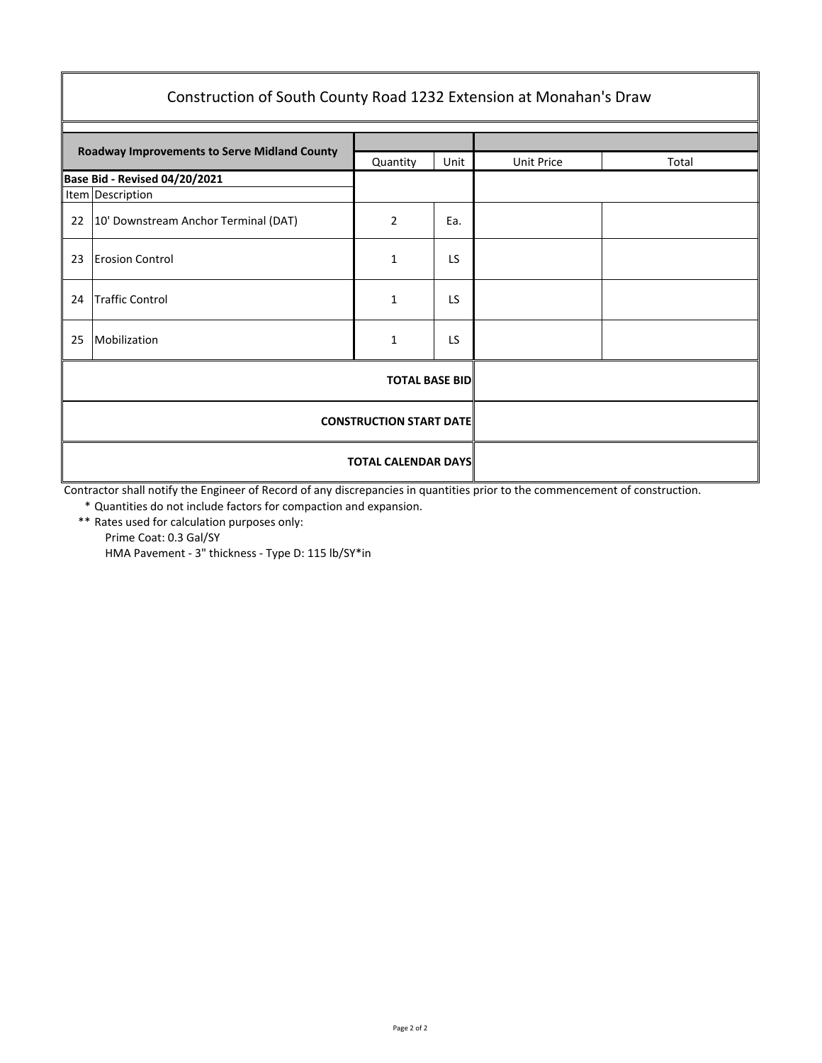# Construction of South County Road 1232 Extension at Monahan's Draw

| Roadway Improvements to Serve Midland County | | Quantity | Unit | Unit Price | Total |
|---|---|---|---|---|---|
| **Base Bid - Revised 04/20/2021** | | | | | |
| Item | Description | | | | |
| 22 | 10' Downstream Anchor Terminal (DAT) | 2 | Ea. | | |
| 23 | Erosion Control | 1 | LS | | |
| 24 | Traffic Control | 1 | LS | | |
| 25 | Mobilization | 1 | LS | | |
| | | | **TOTAL BASE BID** | | |
| | | | **CONSTRUCTION START DATE** | | |
| | | | **TOTAL CALENDAR DAYS** | | |

Contractor shall notify the Engineer of Record of any discrepancies in quantities prior to the commencement of construction.

* Quantities do not include factors for compaction and expansion.

** Rates used for calculation purposes only:
Prime Coat: 0.3 Gal/SY
HMA Pavement - 3" thickness - Type D: 115 lb/SY*in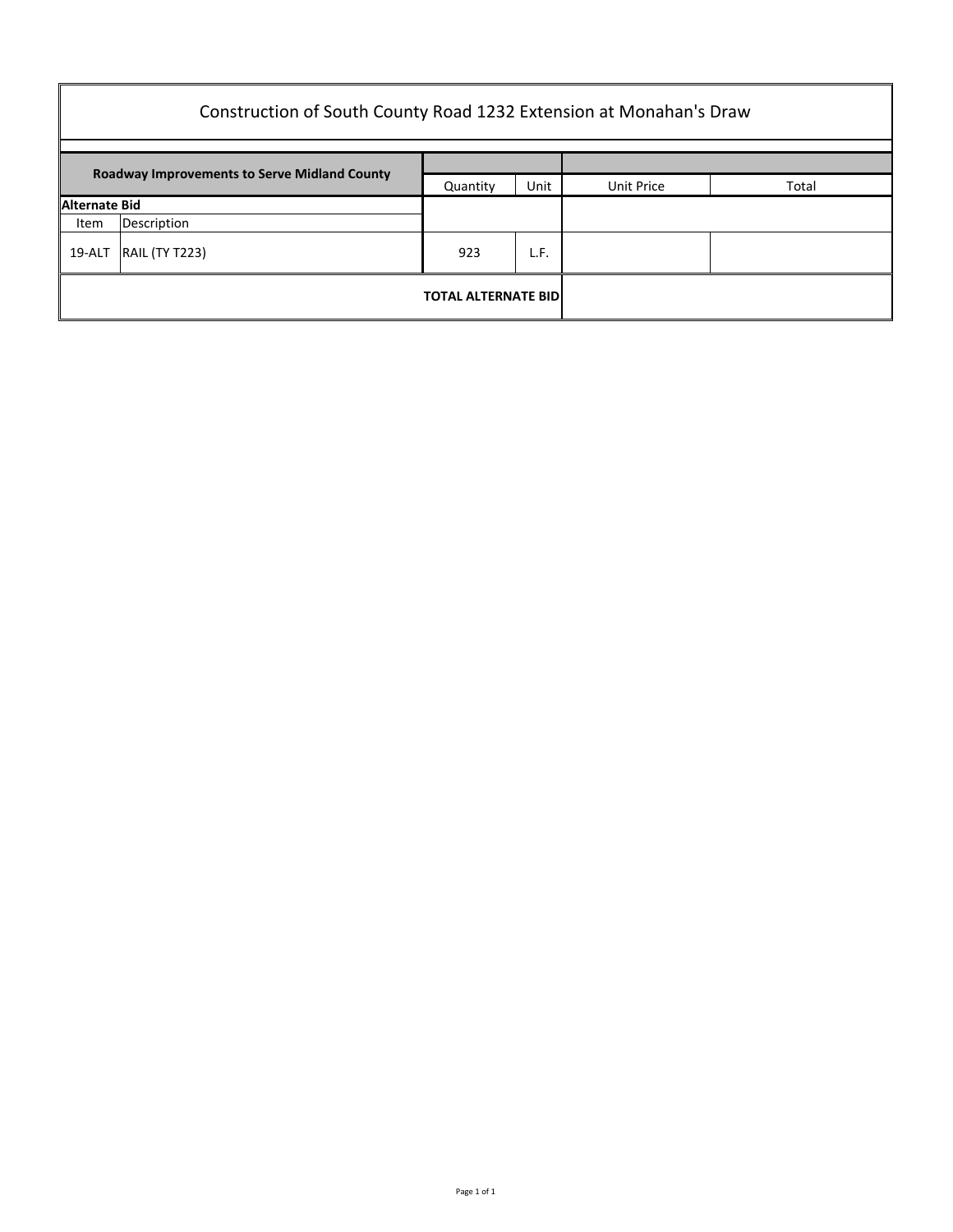# Construction of South County Road 1232 Extension at Monahan's Draw

| Roadway Improvements to Serve Midland County | | Quantity | Unit | Unit Price | Total |
|---|---|---|---|---|---|
| **Alternate Bid** | | | | | |
| Item | Description | | | | |
| 19-ALT | RAIL (TY T223) | 923 | L.F. | | |
| | | | **TOTAL ALTERNATE BID** | | |